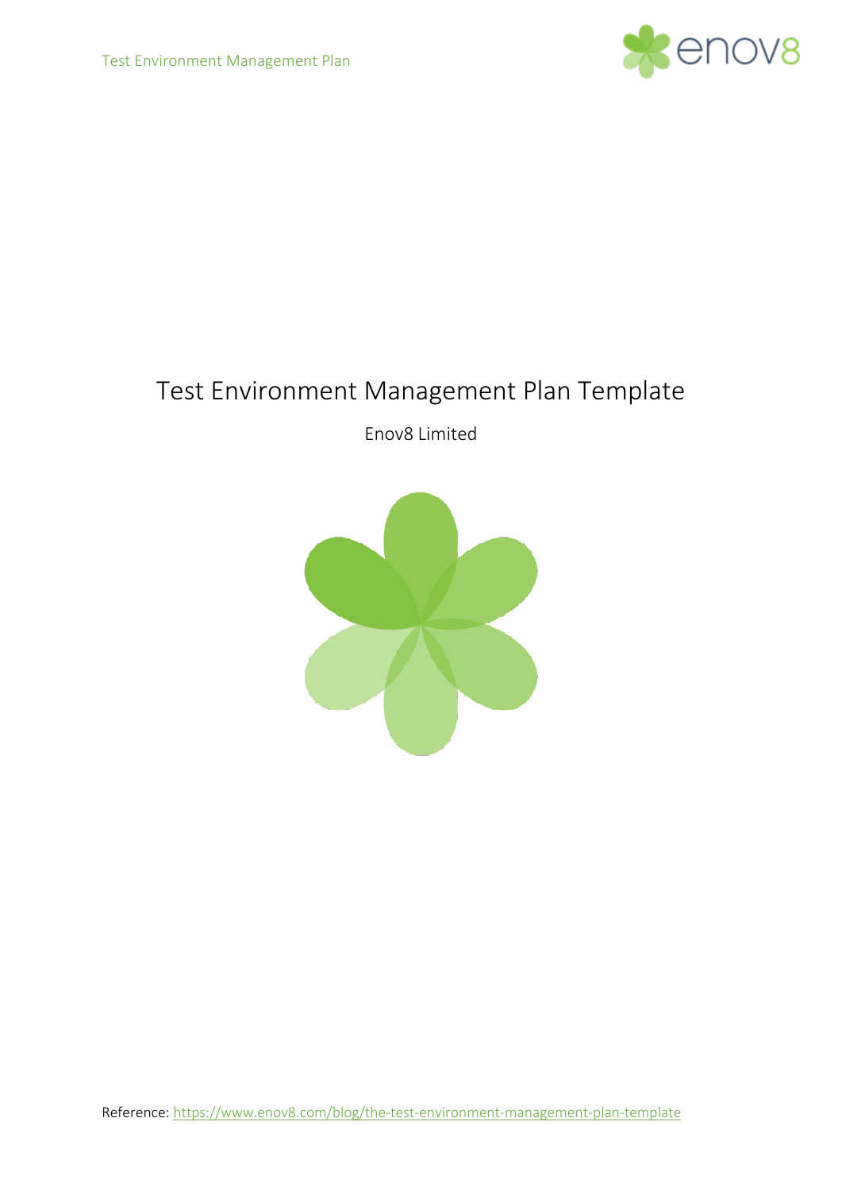# Test Environment Management Plan Template

Enov8 Limited

Reference: https://www.enov8.com/blog/the-test-environment-management-plan-template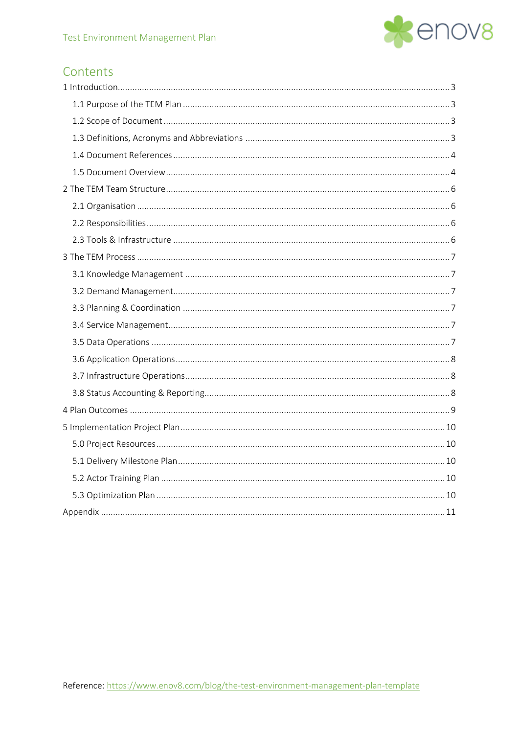## Contents

1 Introduction ........................................................ 3

- 1.1 Purpose of the TEM Plan ........................................................ 3
- 1.2 Scope of Document ........................................................ 3
- 1.3 Definitions, Acronyms and Abbreviations ........................................................ 3
- 1.4 Document References ........................................................ 4
- 1.5 Document Overview ........................................................ 4

2 The TEM Team Structure ........................................................ 6

- 2.1 Organisation ........................................................ 6
- 2.2 Responsibilities ........................................................ 6
- 2.3 Tools & Infrastructure ........................................................ 6

3 The TEM Process ........................................................ 7

- 3.1 Knowledge Management ........................................................ 7
- 3.2 Demand Management ........................................................ 7
- 3.3 Planning & Coordination ........................................................ 7
- 3.4 Service Management ........................................................ 7
- 3.5 Data Operations ........................................................ 7
- 3.6 Application Operations ........................................................ 8
- 3.7 Infrastructure Operations ........................................................ 8
- 3.8 Status Accounting & Reporting ........................................................ 8

4 Plan Outcomes ........................................................ 9

5 Implementation Project Plan ........................................................ 10

- 5.0 Project Resources ........................................................ 10
- 5.1 Delivery Milestone Plan ........................................................ 10
- 5.2 Actor Training Plan ........................................................ 10
- 5.3 Optimization Plan ........................................................ 10

Appendix ........................................................ 11

Reference: https://www.enov8.com/blog/the-test-environment-management-plan-template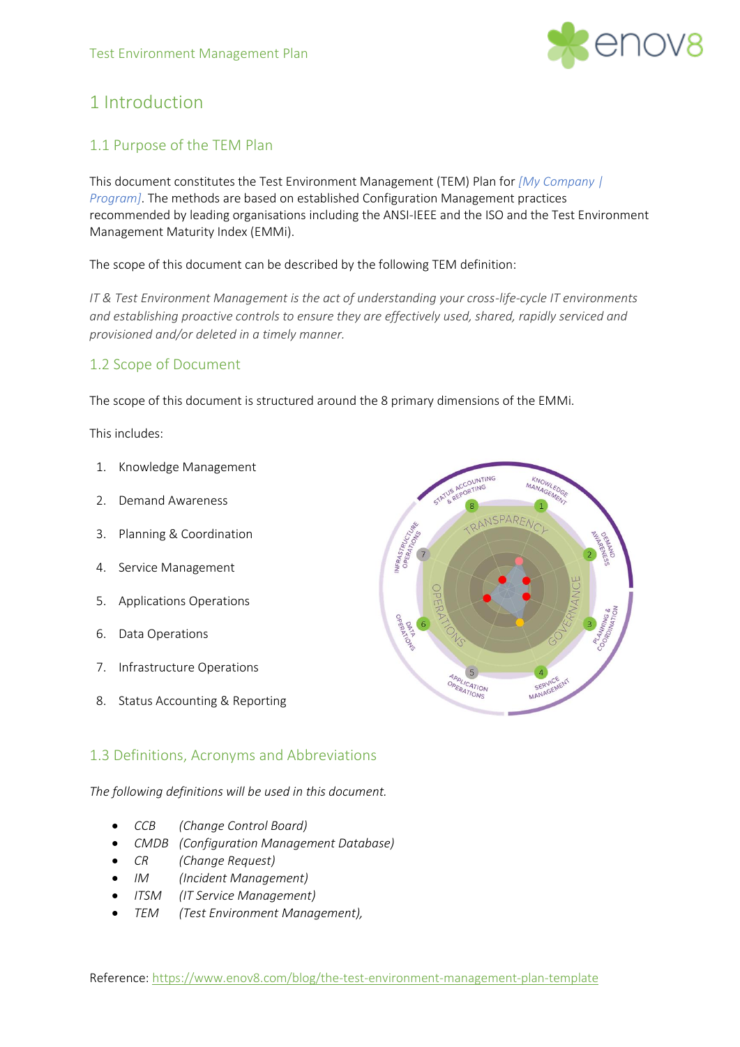# 1 Introduction

## 1.1 Purpose of the TEM Plan

This document constitutes the Test Environment Management (TEM) Plan for *[My Company | Program]*. The methods are based on established Configuration Management practices recommended by leading organisations including the ANSI-IEEE and the ISO and the Test Environment Management Maturity Index (EMMi).

The scope of this document can be described by the following TEM definition:

*IT & Test Environment Management is the act of understanding your cross-life-cycle IT environments and establishing proactive controls to ensure they are effectively used, shared, rapidly serviced and provisioned and/or deleted in a timely manner.*

## 1.2 Scope of Document

The scope of this document is structured around the 8 primary dimensions of the EMMi.

This includes:

1. Knowledge Management
2. Demand Awareness
3. Planning & Coordination
4. Service Management
5. Applications Operations
6. Data Operations
7. Infrastructure Operations
8. Status Accounting & Reporting

## 1.3 Definitions, Acronyms and Abbreviations

*The following definitions will be used in this document.*

- *CCB (Change Control Board)*
- *CMDB (Configuration Management Database)*
- *CR (Change Request)*
- *IM (Incident Management)*
- *ITSM (IT Service Management)*
- *TEM (Test Environment Management),*

Reference: https://www.enov8.com/blog/the-test-environment-management-plan-template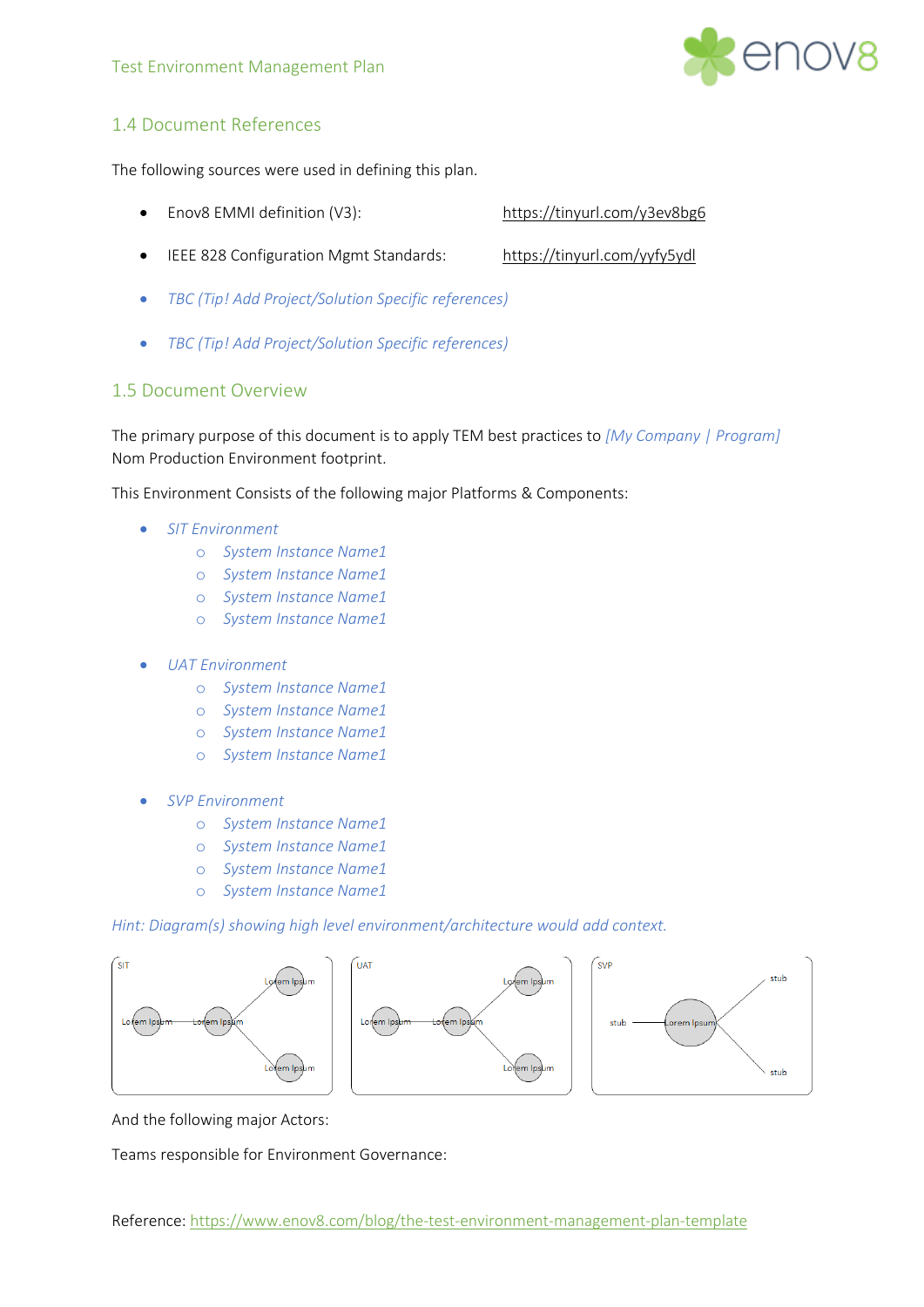## 1.4 Document References

The following sources were used in defining this plan.

- Enov8 EMMI definition (V3): https://tinyurl.com/y3ev8bg6
- IEEE 828 Configuration Mgmt Standards: https://tinyurl.com/yyfy5ydl
- *TBC (Tip! Add Project/Solution Specific references)*
- *TBC (Tip! Add Project/Solution Specific references)*

## 1.5 Document Overview

The primary purpose of this document is to apply TEM best practices to *[My Company | Program]* Nom Production Environment footprint.

This Environment Consists of the following major Platforms & Components:

- *SIT Environment*
  - *System Instance Name1*
  - *System Instance Name1*
  - *System Instance Name1*
  - *System Instance Name1*
- *UAT Environment*
  - *System Instance Name1*
  - *System Instance Name1*
  - *System Instance Name1*
  - *System Instance Name1*
- *SVP Environment*
  - *System Instance Name1*
  - *System Instance Name1*
  - *System Instance Name1*
  - *System Instance Name1*

*Hint: Diagram(s) showing high level environment/architecture would add context.*

SIT: Lorem Ipsum, Lorem Ipsum, Lorem Ipsum, Lorem Ipsum

UAT: Lorem Ipsum, Lorem Ipsum, Lorem Ipsum, Lorem Ipsum

SVP: stub, Lorem Ipsum, stub, stub

And the following major Actors:

Teams responsible for Environment Governance:

Reference: https://www.enov8.com/blog/the-test-environment-management-plan-template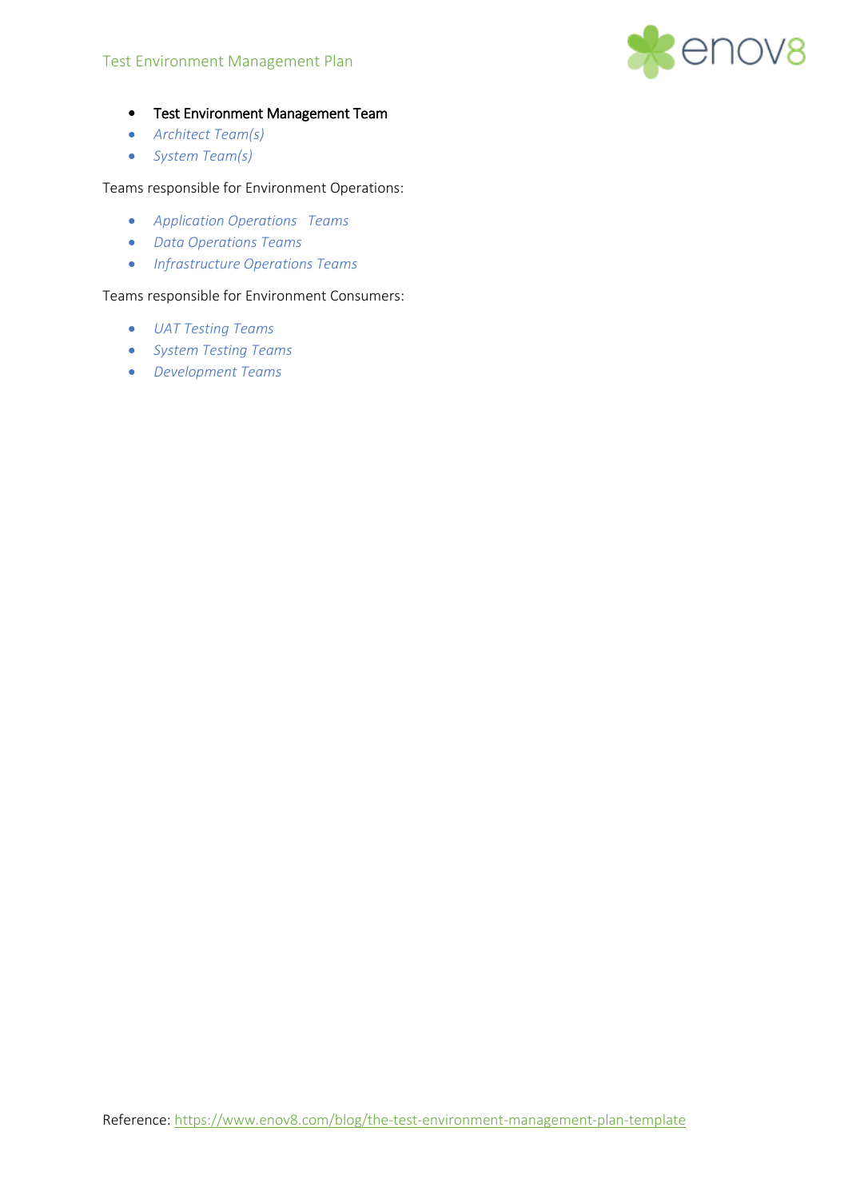- Test Environment Management Team
- *Architect Team(s)*
- *System Team(s)*

Teams responsible for Environment Operations:

- *Application Operations Teams*
- *Data Operations Teams*
- *Infrastructure Operations Teams*

Teams responsible for Environment Consumers:

- *UAT Testing Teams*
- *System Testing Teams*
- *Development Teams*

Reference: https://www.enov8.com/blog/the-test-environment-management-plan-template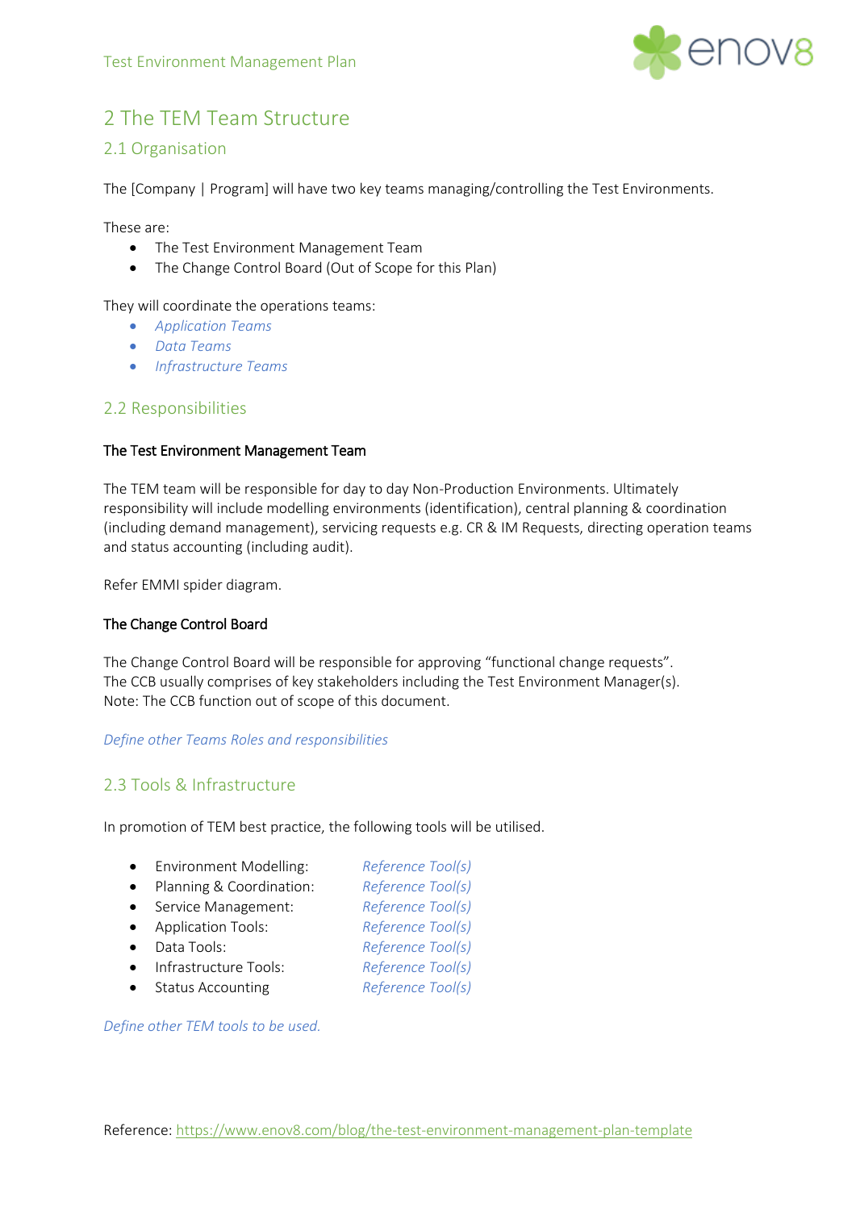## 2 The TEM Team Structure

### 2.1 Organisation

The [Company | Program] will have two key teams managing/controlling the Test Environments.

These are:

- The Test Environment Management Team
- The Change Control Board (Out of Scope for this Plan)

They will coordinate the operations teams:

- *Application Teams*
- *Data Teams*
- *Infrastructure Teams*

### 2.2 Responsibilities

#### The Test Environment Management Team

The TEM team will be responsible for day to day Non-Production Environments. Ultimately responsibility will include modelling environments (identification), central planning & coordination (including demand management), servicing requests e.g. CR & IM Requests, directing operation teams and status accounting (including audit).

Refer EMMI spider diagram.

#### The Change Control Board

The Change Control Board will be responsible for approving “functional change requests”.
The CCB usually comprises of key stakeholders including the Test Environment Manager(s).
Note: The CCB function out of scope of this document.

*Define other Teams Roles and responsibilities*

### 2.3 Tools & Infrastructure

In promotion of TEM best practice, the following tools will be utilised.

- Environment Modelling: *Reference Tool(s)*
- Planning & Coordination: *Reference Tool(s)*
- Service Management: *Reference Tool(s)*
- Application Tools: *Reference Tool(s)*
- Data Tools: *Reference Tool(s)*
- Infrastructure Tools: *Reference Tool(s)*
- Status Accounting *Reference Tool(s)*

*Define other TEM tools to be used.*

Reference: https://www.enov8.com/blog/the-test-environment-management-plan-template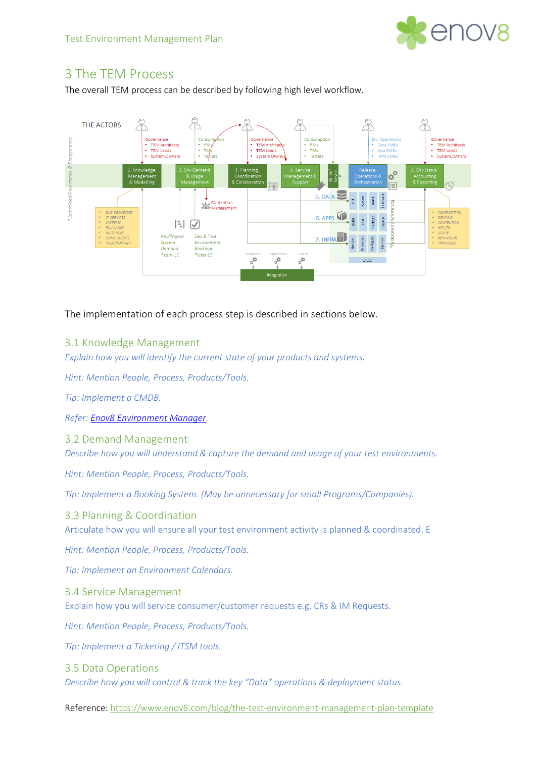# 3 The TEM Process

The overall TEM process can be described by following high level workflow.

The implementation of each process step is described in sections below.

## 3.1 Knowledge Management

*Explain how you will identify the current state of your products and systems.*

*Hint: Mention People, Process, Products/Tools.*

*Tip: Implement a CMDB.*

*Refer: [Enov8 Environment Manager](#).*

## 3.2 Demand Management

*Describe how you will understand & capture the demand and usage of your test environments.*

*Hint: Mention People, Process, Products/Tools.*

*Tip: Implement a Booking System. (May be unnecessary for small Programs/Companies).*

## 3.3 Planning & Coordination

Articulate how you will ensure all your test environment activity is planned & coordinated. E

*Hint: Mention People, Process, Products/Tools.*

*Tip: Implement an Environment Calendars.*

## 3.4 Service Management

Explain how you will service consumer/customer requests e.g. CRs & IM Requests.

*Hint: Mention People, Process, Products/Tools.*

*Tip: Implement a Ticketing / ITSM tools.*

## 3.5 Data Operations

*Describe how you will control & track the key "Data" operations & deployment status.*

Reference: https://www.enov8.com/blog/the-test-environment-management-plan-template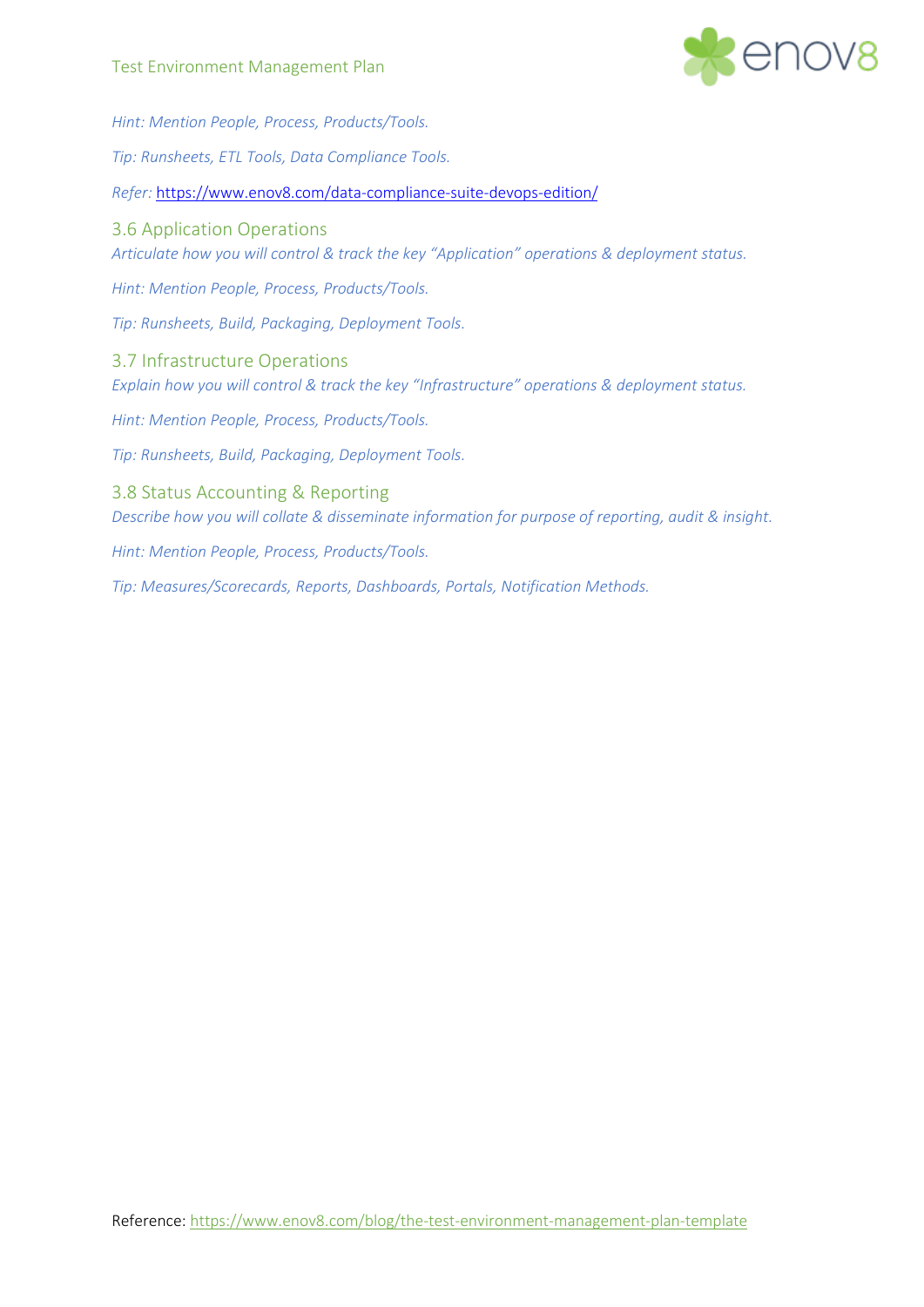*Hint: Mention People, Process, Products/Tools.*

*Tip: Runsheets, ETL Tools, Data Compliance Tools.*

*Refer:* https://www.enov8.com/data-compliance-suite-devops-edition/

### 3.6 Application Operations

*Articulate how you will control & track the key "Application" operations & deployment status.*

*Hint: Mention People, Process, Products/Tools.*

*Tip: Runsheets, Build, Packaging, Deployment Tools.*

### 3.7 Infrastructure Operations

*Explain how you will control & track the key "Infrastructure" operations & deployment status.*

*Hint: Mention People, Process, Products/Tools.*

*Tip: Runsheets, Build, Packaging, Deployment Tools.*

### 3.8 Status Accounting & Reporting

*Describe how you will collate & disseminate information for purpose of reporting, audit & insight.*

*Hint: Mention People, Process, Products/Tools.*

*Tip: Measures/Scorecards, Reports, Dashboards, Portals, Notification Methods.*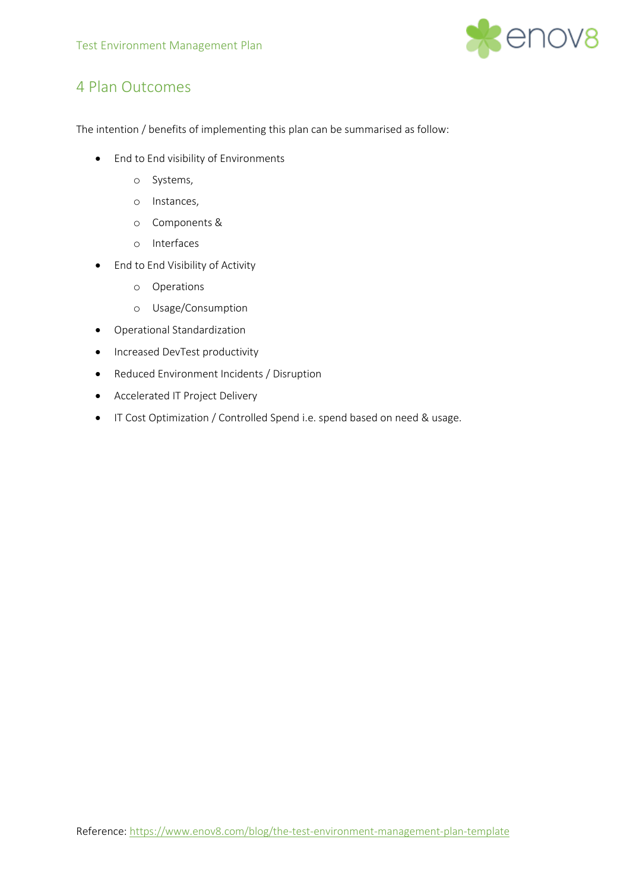# 4 Plan Outcomes

The intention / benefits of implementing this plan can be summarised as follow:

- End to End visibility of Environments
  - Systems,
  - Instances,
  - Components &
  - Interfaces
- End to End Visibility of Activity
  - Operations
  - Usage/Consumption
- Operational Standardization
- Increased DevTest productivity
- Reduced Environment Incidents / Disruption
- Accelerated IT Project Delivery
- IT Cost Optimization / Controlled Spend i.e. spend based on need & usage.

Reference: https://www.enov8.com/blog/the-test-environment-management-plan-template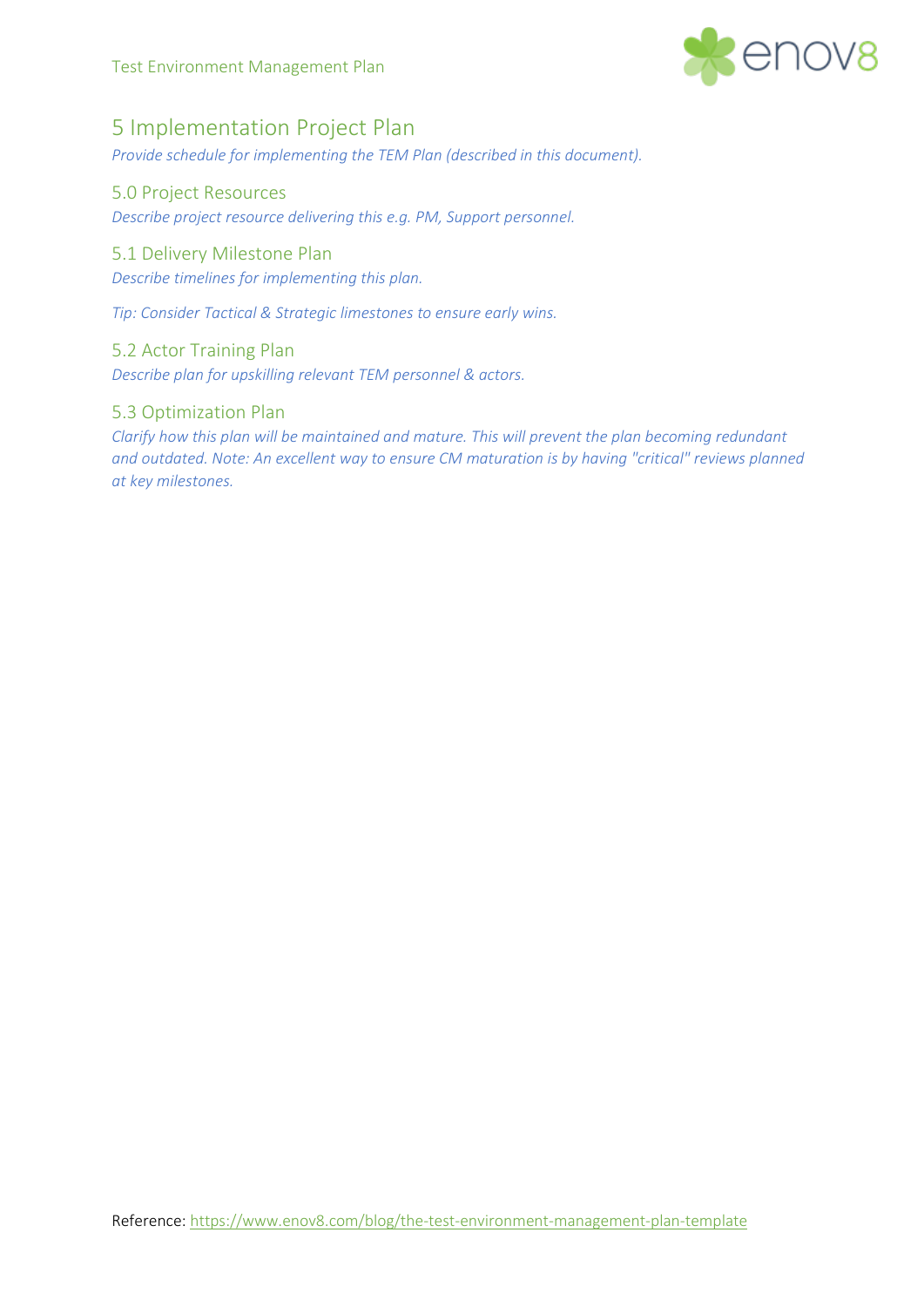# 5 Implementation Project Plan

*Provide schedule for implementing the TEM Plan (described in this document).*

## 5.0 Project Resources

*Describe project resource delivering this e.g. PM, Support personnel.*

## 5.1 Delivery Milestone Plan

*Describe timelines for implementing this plan.*

*Tip: Consider Tactical & Strategic limestones to ensure early wins.*

## 5.2 Actor Training Plan

*Describe plan for upskilling relevant TEM personnel & actors.*

## 5.3 Optimization Plan

*Clarify how this plan will be maintained and mature. This will prevent the plan becoming redundant and outdated. Note: An excellent way to ensure CM maturation is by having "critical" reviews planned at key milestones.*

Reference: [https://www.enov8.com/blog/the-test-environment-management-plan-template](https://www.enov8.com/blog/the-test-environment-management-plan-template)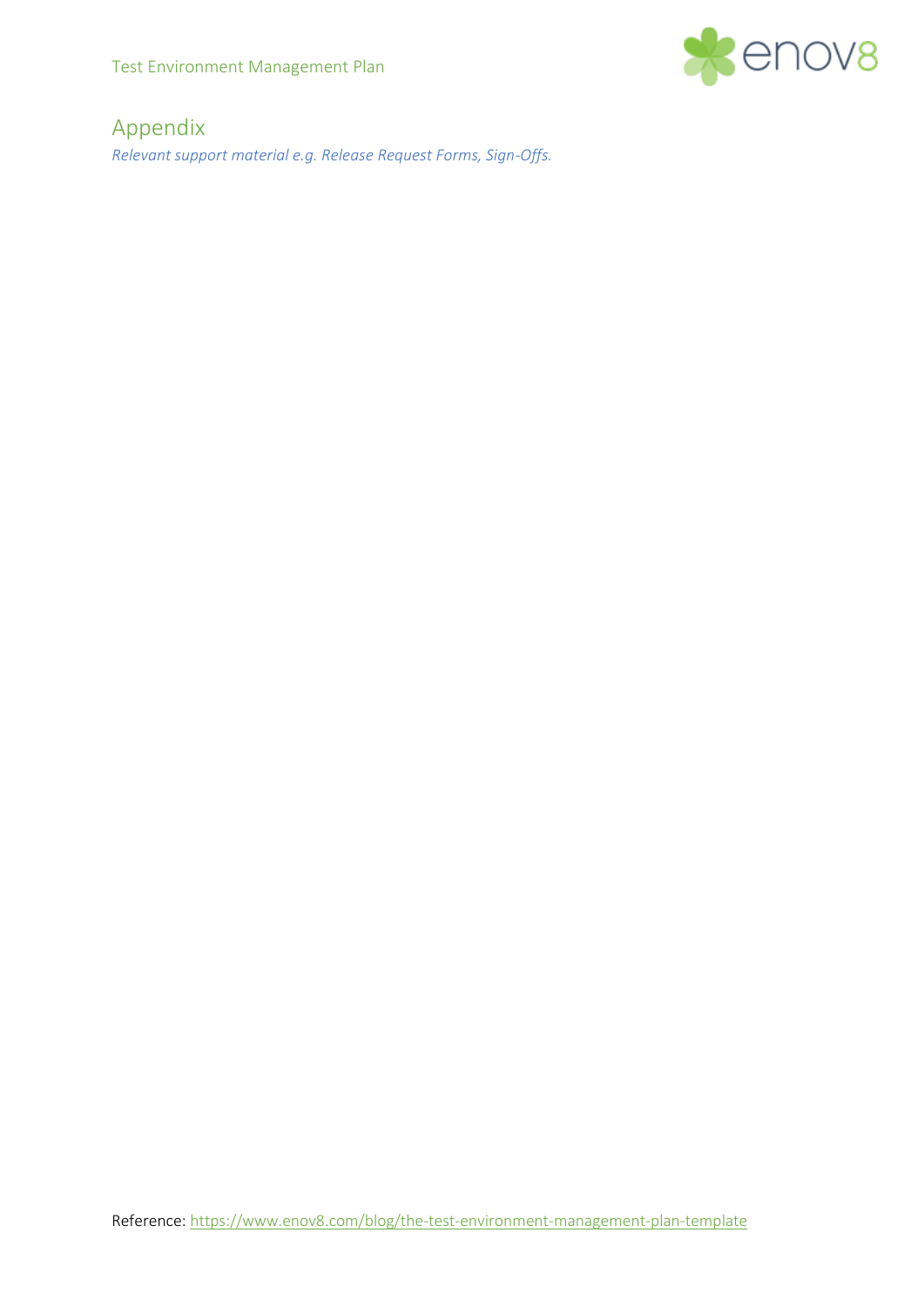## Appendix

*Relevant support material e.g. Release Request Forms, Sign-Offs.*

Reference: https://www.enov8.com/blog/the-test-environment-management-plan-template